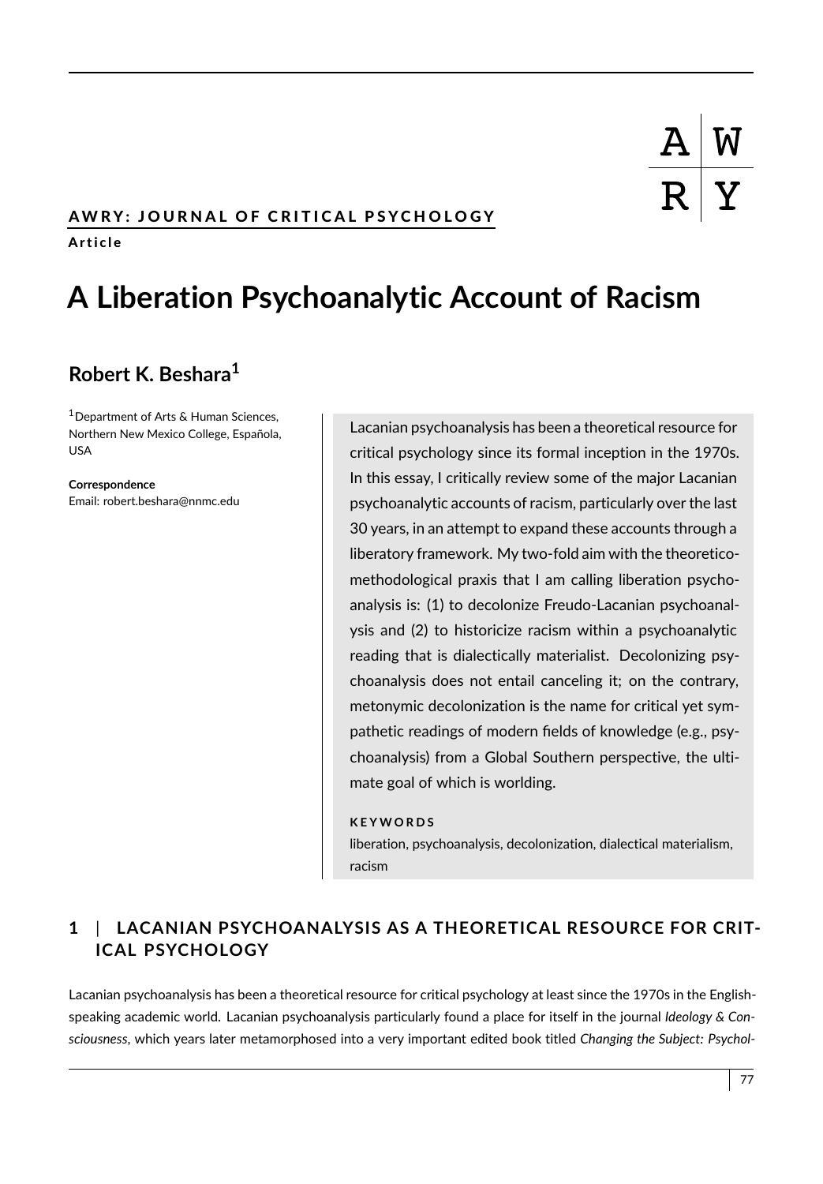**AWRY: JOURNAL OF CRITICAL PSYCHOLOGY**

**Article**

# A Liberation Psychoanalytic Account of Racism

**Robert K. Beshara**[1]

[1]Department of Arts & Human Sciences, Northern New Mexico College, Española, USA

**Correspondence**
Email: robert.beshara@nnmc.edu

Lacanian psychoanalysis has been a theoretical resource for critical psychology since its formal inception in the 1970s. In this essay, I critically review some of the major Lacanian psychoanalytic accounts of racism, particularly over the last 30 years, in an attempt to expand these accounts through a liberatory framework. My two-fold aim with the theoretico-methodological praxis that I am calling liberation psychoanalysis is: (1) to decolonize Freudo-Lacanian psychoanalysis and (2) to historicize racism within a psychoanalytic reading that is dialectically materialist. Decolonizing psychoanalysis does not entail canceling it; on the contrary, metonymic decolonization is the name for critical yet sympathetic readings of modern fields of knowledge (e.g., psychoanalysis) from a Global Southern perspective, the ultimate goal of which is worlding.

**KEYWORDS**
liberation, psychoanalysis, decolonization, dialectical materialism, racism

## 1 | LACANIAN PSYCHOANALYSIS AS A THEORETICAL RESOURCE FOR CRITICAL PSYCHOLOGY

Lacanian psychoanalysis has been a theoretical resource for critical psychology at least since the 1970s in the English-speaking academic world. Lacanian psychoanalysis particularly found a place for itself in the journal *Ideology & Consciousness*, which years later metamorphosed into a very important edited book titled *Changing the Subject: Psychol-*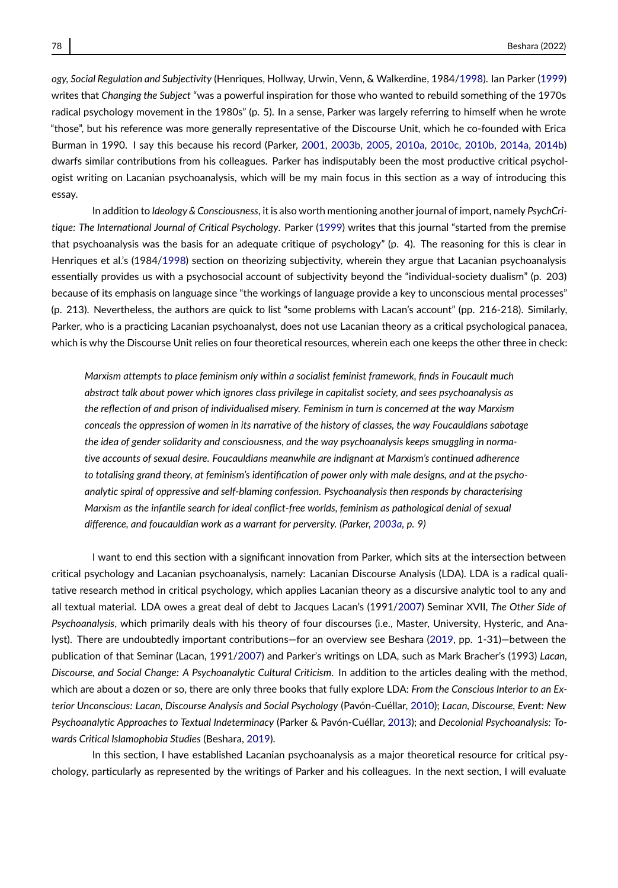*ogy, Social Regulation and Subjectivity* (Henriques, Hollway, Urwin, Venn, & Walkerdine, 1984/1998). Ian Parker (1999) writes that *Changing the Subject* "was a powerful inspiration for those who wanted to rebuild something of the 1970s radical psychology movement in the 1980s" (p. 5). In a sense, Parker was largely referring to himself when he wrote "those", but his reference was more generally representative of the Discourse Unit, which he co-founded with Erica Burman in 1990. I say this because his record (Parker, 2001, 2003b, 2005, 2010a, 2010c, 2010b, 2014a, 2014b) dwarfs similar contributions from his colleagues. Parker has indisputably been the most productive critical psychologist writing on Lacanian psychoanalysis, which will be my main focus in this section as a way of introducing this essay.

In addition to *Ideology & Consciousness*, it is also worth mentioning another journal of import, namely *PsychCritique: The International Journal of Critical Psychology*. Parker (1999) writes that this journal "started from the premise that psychoanalysis was the basis for an adequate critique of psychology" (p. 4). The reasoning for this is clear in Henriques et al.'s (1984/1998) section on theorizing subjectivity, wherein they argue that Lacanian psychoanalysis essentially provides us with a psychosocial account of subjectivity beyond the "individual-society dualism" (p. 203) because of its emphasis on language since "the workings of language provide a key to unconscious mental processes" (p. 213). Nevertheless, the authors are quick to list "some problems with Lacan's account" (pp. 216-218). Similarly, Parker, who is a practicing Lacanian psychoanalyst, does not use Lacanian theory as a critical psychological panacea, which is why the Discourse Unit relies on four theoretical resources, wherein each one keeps the other three in check:

> *Marxism attempts to place feminism only within a socialist feminist framework, finds in Foucault much abstract talk about power which ignores class privilege in capitalist society, and sees psychoanalysis as the reflection of and prison of individualised misery. Feminism in turn is concerned at the way Marxism conceals the oppression of women in its narrative of the history of classes, the way Foucauldians sabotage the idea of gender solidarity and consciousness, and the way psychoanalysis keeps smuggling in normative accounts of sexual desire. Foucauldians meanwhile are indignant at Marxism's continued adherence to totalising grand theory, at feminism's identification of power only with male designs, and at the psychoanalytic spiral of oppressive and self-blaming confession. Psychoanalysis then responds by characterising Marxism as the infantile search for ideal conflict-free worlds, feminism as pathological denial of sexual difference, and foucauldian work as a warrant for perversity. (Parker, 2003a, p. 9)*

I want to end this section with a significant innovation from Parker, which sits at the intersection between critical psychology and Lacanian psychoanalysis, namely: Lacanian Discourse Analysis (LDA). LDA is a radical qualitative research method in critical psychology, which applies Lacanian theory as a discursive analytic tool to any and all textual material. LDA owes a great deal of debt to Jacques Lacan's (1991/2007) Seminar XVII, *The Other Side of Psychoanalysis*, which primarily deals with his theory of four discourses (i.e., Master, University, Hysteric, and Analyst). There are undoubtedly important contributions—for an overview see Beshara (2019, pp. 1-31)—between the publication of that Seminar (Lacan, 1991/2007) and Parker's writings on LDA, such as Mark Bracher's (1993) *Lacan, Discourse, and Social Change: A Psychoanalytic Cultural Criticism*. In addition to the articles dealing with the method, which are about a dozen or so, there are only three books that fully explore LDA: *From the Conscious Interior to an Exterior Unconscious: Lacan, Discourse Analysis and Social Psychology* (Pavón-Cuéllar, 2010); *Lacan, Discourse, Event: New Psychoanalytic Approaches to Textual Indeterminacy* (Parker & Pavón-Cuéllar, 2013); and *Decolonial Psychoanalysis: Towards Critical Islamophobia Studies* (Beshara, 2019).

In this section, I have established Lacanian psychoanalysis as a major theoretical resource for critical psychology, particularly as represented by the writings of Parker and his colleagues. In the next section, I will evaluate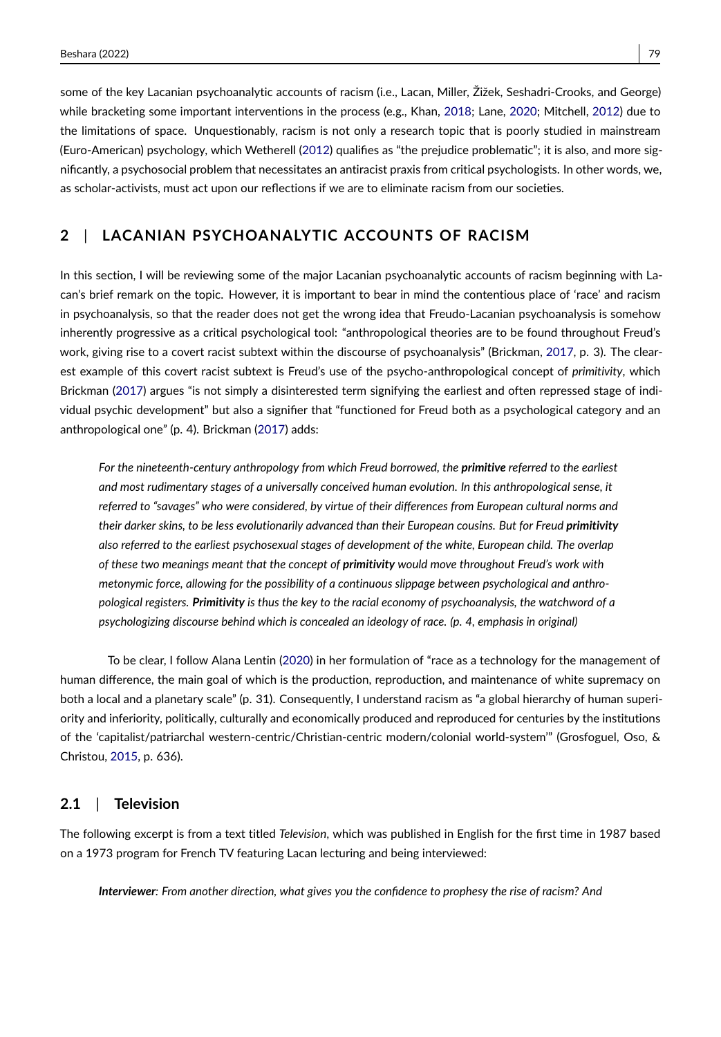some of the key Lacanian psychoanalytic accounts of racism (i.e., Lacan, Miller, Žižek, Seshadri-Crooks, and George) while bracketing some important interventions in the process (e.g., Khan, 2018; Lane, 2020; Mitchell, 2012) due to the limitations of space. Unquestionably, racism is not only a research topic that is poorly studied in mainstream (Euro-American) psychology, which Wetherell (2012) qualifies as "the prejudice problematic"; it is also, and more significantly, a psychosocial problem that necessitates an antiracist praxis from critical psychologists. In other words, we, as scholar-activists, must act upon our reflections if we are to eliminate racism from our societies.

## 2 | LACANIAN PSYCHOANALYTIC ACCOUNTS OF RACISM

In this section, I will be reviewing some of the major Lacanian psychoanalytic accounts of racism beginning with Lacan's brief remark on the topic. However, it is important to bear in mind the contentious place of 'race' and racism in psychoanalysis, so that the reader does not get the wrong idea that Freudo-Lacanian psychoanalysis is somehow inherently progressive as a critical psychological tool: "anthropological theories are to be found throughout Freud's work, giving rise to a covert racist subtext within the discourse of psychoanalysis" (Brickman, 2017, p. 3). The clearest example of this covert racist subtext is Freud's use of the psycho-anthropological concept of *primitivity*, which Brickman (2017) argues "is not simply a disinterested term signifying the earliest and often repressed stage of individual psychic development" but also a signifier that "functioned for Freud both as a psychological category and an anthropological one" (p. 4). Brickman (2017) adds:

> *For the nineteenth-century anthropology from which Freud borrowed, the* ***primitive*** *referred to the earliest and most rudimentary stages of a universally conceived human evolution. In this anthropological sense, it referred to "savages" who were considered, by virtue of their differences from European cultural norms and their darker skins, to be less evolutionarily advanced than their European cousins. But for Freud* ***primitivity*** *also referred to the earliest psychosexual stages of development of the white, European child. The overlap of these two meanings meant that the concept of* ***primitivity*** *would move throughout Freud's work with metonymic force, allowing for the possibility of a continuous slippage between psychological and anthropological registers.* ***Primitivity*** *is thus the key to the racial economy of psychoanalysis, the watchword of a psychologizing discourse behind which is concealed an ideology of race. (p. 4, emphasis in original)*

To be clear, I follow Alana Lentin (2020) in her formulation of "race as a technology for the management of human difference, the main goal of which is the production, reproduction, and maintenance of white supremacy on both a local and a planetary scale" (p. 31). Consequently, I understand racism as "a global hierarchy of human superiority and inferiority, politically, culturally and economically produced and reproduced for centuries by the institutions of the 'capitalist/patriarchal western-centric/Christian-centric modern/colonial world-system'" (Grosfoguel, Oso, & Christou, 2015, p. 636).

### 2.1 | Television

The following excerpt is from a text titled *Television*, which was published in English for the first time in 1987 based on a 1973 program for French TV featuring Lacan lecturing and being interviewed:

> ***Interviewer****: From another direction, what gives you the confidence to prophesy the rise of racism? And*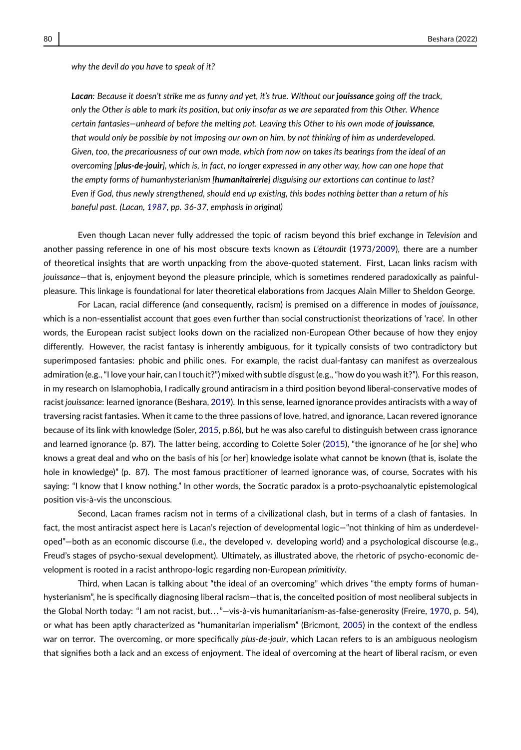*why the devil do you have to speak of it?*

***Lacan**: Because it doesn't strike me as funny and yet, it's true. Without our **jouissance** going off the track, only the Other is able to mark its position, but only insofar as we are separated from this Other. Whence certain fantasies—unheard of before the melting pot. Leaving this Other to his own mode of **jouissance**, that would only be possible by not imposing our own on him, by not thinking of him as underdeveloped. Given, too, the precariousness of our own mode, which from now on takes its bearings from the ideal of an overcoming [**plus-de-jouir**], which is, in fact, no longer expressed in any other way, how can one hope that the empty forms of humanhysterianism [**humanitairerie**] disguising our extortions can continue to last? Even if God, thus newly strengthened, should end up existing, this bodes nothing better than a return of his baneful past. (Lacan, 1987, pp. 36-37, emphasis in original)*

Even though Lacan never fully addressed the topic of racism beyond this brief exchange in *Television* and another passing reference in one of his most obscure texts known as *L'étourdit* (1973/2009), there are a number of theoretical insights that are worth unpacking from the above-quoted statement. First, Lacan links racism with *jouissance*—that is, enjoyment beyond the pleasure principle, which is sometimes rendered paradoxically as painful-pleasure. This linkage is foundational for later theoretical elaborations from Jacques Alain Miller to Sheldon George.

For Lacan, racial difference (and consequently, racism) is premised on a difference in modes of *jouissance*, which is a non-essentialist account that goes even further than social constructionist theorizations of 'race'. In other words, the European racist subject looks down on the racialized non-European Other because of how they enjoy differently. However, the racist fantasy is inherently ambiguous, for it typically consists of two contradictory but superimposed fantasies: phobic and philic ones. For example, the racist dual-fantasy can manifest as overzealous admiration (e.g., "I love your hair, can I touch it?") mixed with subtle disgust (e.g., "how do you wash it?"). For this reason, in my research on Islamophobia, I radically ground antiracism in a third position beyond liberal-conservative modes of racist *jouissance*: learned ignorance (Beshara, 2019). In this sense, learned ignorance provides antiracists with a way of traversing racist fantasies. When it came to the three passions of love, hatred, and ignorance, Lacan revered ignorance because of its link with knowledge (Soler, 2015, p.86), but he was also careful to distinguish between crass ignorance and learned ignorance (p. 87). The latter being, according to Colette Soler (2015), "the ignorance of he [or she] who knows a great deal and who on the basis of his [or her] knowledge isolate what cannot be known (that is, isolate the hole in knowledge)" (p. 87). The most famous practitioner of learned ignorance was, of course, Socrates with his saying: "I know that I know nothing." In other words, the Socratic paradox is a proto-psychoanalytic epistemological position vis-à-vis the unconscious.

Second, Lacan frames racism not in terms of a civilizational clash, but in terms of a clash of fantasies. In fact, the most antiracist aspect here is Lacan's rejection of developmental logic—"not thinking of him as underdeveloped"—both as an economic discourse (i.e., the developed v. developing world) and a psychological discourse (e.g., Freud's stages of psycho-sexual development). Ultimately, as illustrated above, the rhetoric of psycho-economic development is rooted in a racist anthropo-logic regarding non-European *primitivity*.

Third, when Lacan is talking about "the ideal of an overcoming" which drives "the empty forms of humanhysterianism", he is specifically diagnosing liberal racism—that is, the conceited position of most neoliberal subjects in the Global North today: "I am not racist, but…"—vis-à-vis humanitarianism-as-false-generosity (Freire, 1970, p. 54), or what has been aptly characterized as "humanitarian imperialism" (Bricmont, 2005) in the context of the endless war on terror. The overcoming, or more specifically *plus-de-jouir*, which Lacan refers to is an ambiguous neologism that signifies both a lack and an excess of enjoyment. The ideal of overcoming at the heart of liberal racism, or even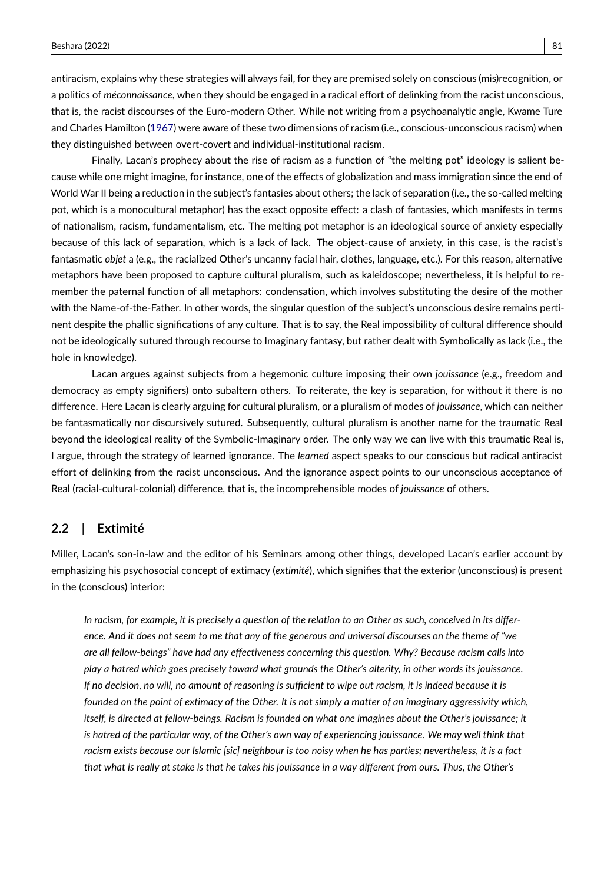antiracism, explains why these strategies will always fail, for they are premised solely on conscious (mis)recognition, or a politics of *méconnaissance*, when they should be engaged in a radical effort of delinking from the racist unconscious, that is, the racist discourses of the Euro-modern Other. While not writing from a psychoanalytic angle, Kwame Ture and Charles Hamilton (1967) were aware of these two dimensions of racism (i.e., conscious-unconscious racism) when they distinguished between overt-covert and individual-institutional racism.

Finally, Lacan's prophecy about the rise of racism as a function of "the melting pot" ideology is salient because while one might imagine, for instance, one of the effects of globalization and mass immigration since the end of World War II being a reduction in the subject's fantasies about others; the lack of separation (i.e., the so-called melting pot, which is a monocultural metaphor) has the exact opposite effect: a clash of fantasies, which manifests in terms of nationalism, racism, fundamentalism, etc. The melting pot metaphor is an ideological source of anxiety especially because of this lack of separation, which is a lack of lack. The object-cause of anxiety, in this case, is the racist's fantasmatic *objet a* (e.g., the racialized Other's uncanny facial hair, clothes, language, etc.). For this reason, alternative metaphors have been proposed to capture cultural pluralism, such as kaleidoscope; nevertheless, it is helpful to remember the paternal function of all metaphors: condensation, which involves substituting the desire of the mother with the Name-of-the-Father. In other words, the singular question of the subject's unconscious desire remains pertinent despite the phallic significations of any culture. That is to say, the Real impossibility of cultural difference should not be ideologically sutured through recourse to Imaginary fantasy, but rather dealt with Symbolically as lack (i.e., the hole in knowledge).

Lacan argues against subjects from a hegemonic culture imposing their own *jouissance* (e.g., freedom and democracy as empty signifiers) onto subaltern others. To reiterate, the key is separation, for without it there is no difference. Here Lacan is clearly arguing for cultural pluralism, or a pluralism of modes of *jouissance*, which can neither be fantasmatically nor discursively sutured. Subsequently, cultural pluralism is another name for the traumatic Real beyond the ideological reality of the Symbolic-Imaginary order. The only way we can live with this traumatic Real is, I argue, through the strategy of learned ignorance. The *learned* aspect speaks to our conscious but radical antiracist effort of delinking from the racist unconscious. And the ignorance aspect points to our unconscious acceptance of Real (racial-cultural-colonial) difference, that is, the incomprehensible modes of *jouissance* of others.

## 2.2 | Extimité

Miller, Lacan's son-in-law and the editor of his Seminars among other things, developed Lacan's earlier account by emphasizing his psychosocial concept of extimacy (*extimité*), which signifies that the exterior (unconscious) is present in the (conscious) interior:

> *In racism, for example, it is precisely a question of the relation to an Other as such, conceived in its difference. And it does not seem to me that any of the generous and universal discourses on the theme of "we are all fellow-beings" have had any effectiveness concerning this question. Why? Because racism calls into play a hatred which goes precisely toward what grounds the Other's alterity, in other words its jouissance. If no decision, no will, no amount of reasoning is sufficient to wipe out racism, it is indeed because it is founded on the point of extimacy of the Other. It is not simply a matter of an imaginary aggressivity which, itself, is directed at fellow-beings. Racism is founded on what one imagines about the Other's jouissance; it is hatred of the particular way, of the Other's own way of experiencing jouissance. We may well think that racism exists because our Islamic [sic] neighbour is too noisy when he has parties; nevertheless, it is a fact that what is really at stake is that he takes his jouissance in a way different from ours. Thus, the Other's*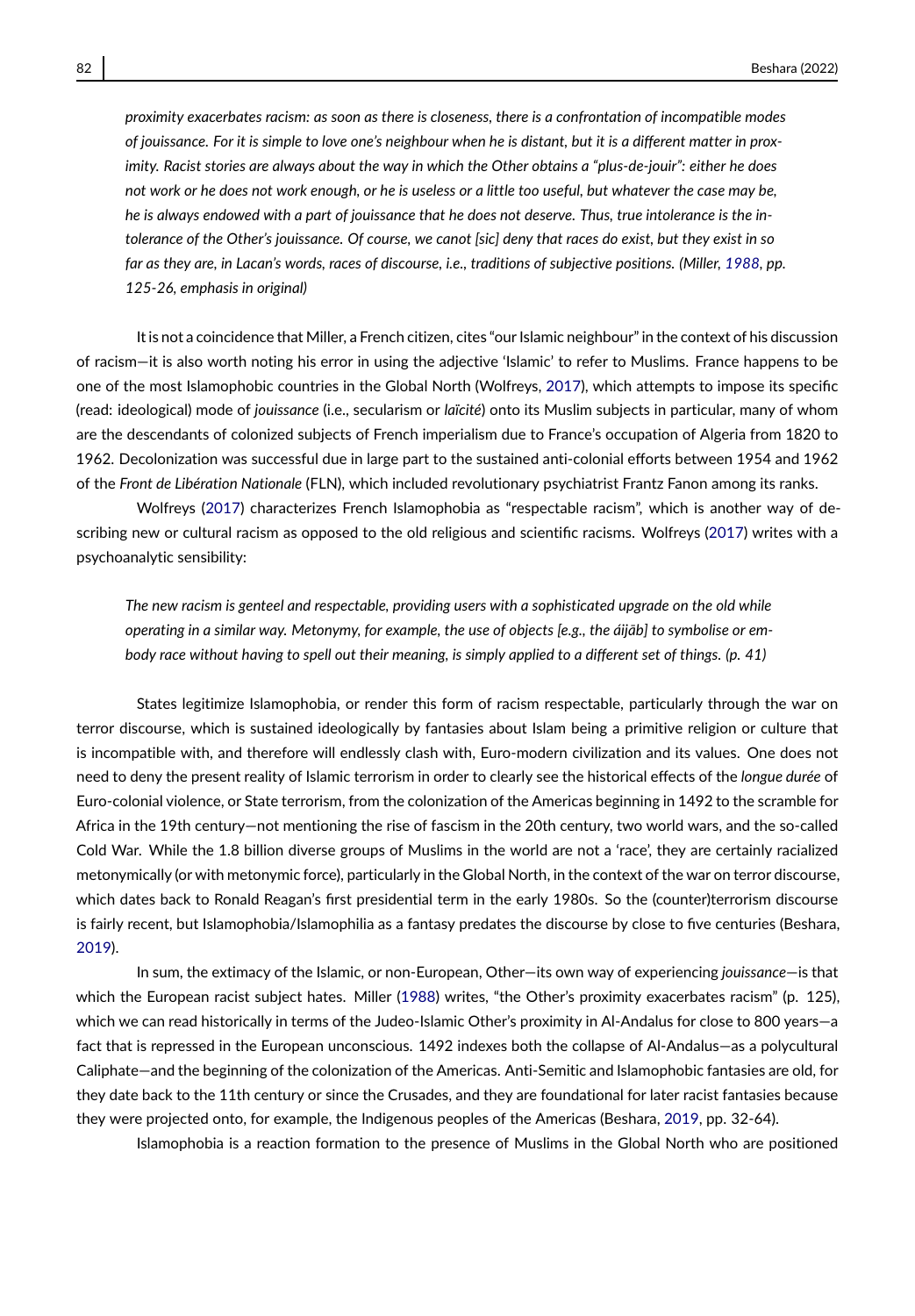*proximity exacerbates racism: as soon as there is closeness, there is a confrontation of incompatible modes of jouissance. For it is simple to love one's neighbour when he is distant, but it is a different matter in proximity. Racist stories are always about the way in which the Other obtains a "plus-de-jouir": either he does not work or he does not work enough, or he is useless or a little too useful, but whatever the case may be, he is always endowed with a part of jouissance that he does not deserve. Thus, true intolerance is the intolerance of the Other's jouissance. Of course, we canot [sic] deny that races do exist, but they exist in so far as they are, in Lacan's words, races of discourse, i.e., traditions of subjective positions. (Miller, 1988, pp. 125-26, emphasis in original)*

It is not a coincidence that Miller, a French citizen, cites "our Islamic neighbour" in the context of his discussion of racism—it is also worth noting his error in using the adjective 'Islamic' to refer to Muslims. France happens to be one of the most Islamophobic countries in the Global North (Wolfreys, 2017), which attempts to impose its specific (read: ideological) mode of *jouissance* (i.e., secularism or *laïcité*) onto its Muslim subjects in particular, many of whom are the descendants of colonized subjects of French imperialism due to France's occupation of Algeria from 1820 to 1962. Decolonization was successful due in large part to the sustained anti-colonial efforts between 1954 and 1962 of the *Front de Libération Nationale* (FLN), which included revolutionary psychiatrist Frantz Fanon among its ranks.

Wolfreys (2017) characterizes French Islamophobia as "respectable racism", which is another way of describing new or cultural racism as opposed to the old religious and scientific racisms. Wolfreys (2017) writes with a psychoanalytic sensibility:

*The new racism is genteel and respectable, providing users with a sophisticated upgrade on the old while operating in a similar way. Metonymy, for example, the use of objects [e.g., the ḥijāb] to symbolise or embody race without having to spell out their meaning, is simply applied to a different set of things. (p. 41)*

States legitimize Islamophobia, or render this form of racism respectable, particularly through the war on terror discourse, which is sustained ideologically by fantasies about Islam being a primitive religion or culture that is incompatible with, and therefore will endlessly clash with, Euro-modern civilization and its values. One does not need to deny the present reality of Islamic terrorism in order to clearly see the historical effects of the *longue durée* of Euro-colonial violence, or State terrorism, from the colonization of the Americas beginning in 1492 to the scramble for Africa in the 19th century—not mentioning the rise of fascism in the 20th century, two world wars, and the so-called Cold War. While the 1.8 billion diverse groups of Muslims in the world are not a 'race', they are certainly racialized metonymically (or with metonymic force), particularly in the Global North, in the context of the war on terror discourse, which dates back to Ronald Reagan's first presidential term in the early 1980s. So the (counter)terrorism discourse is fairly recent, but Islamophobia/Islamophilia as a fantasy predates the discourse by close to five centuries (Beshara, 2019).

In sum, the extimacy of the Islamic, or non-European, Other—its own way of experiencing *jouissance*—is that which the European racist subject hates. Miller (1988) writes, "the Other's proximity exacerbates racism" (p. 125), which we can read historically in terms of the Judeo-Islamic Other's proximity in Al-Andalus for close to 800 years—a fact that is repressed in the European unconscious. 1492 indexes both the collapse of Al-Andalus—as a polycultural Caliphate—and the beginning of the colonization of the Americas. Anti-Semitic and Islamophobic fantasies are old, for they date back to the 11th century or since the Crusades, and they are foundational for later racist fantasies because they were projected onto, for example, the Indigenous peoples of the Americas (Beshara, 2019, pp. 32-64).

Islamophobia is a reaction formation to the presence of Muslims in the Global North who are positioned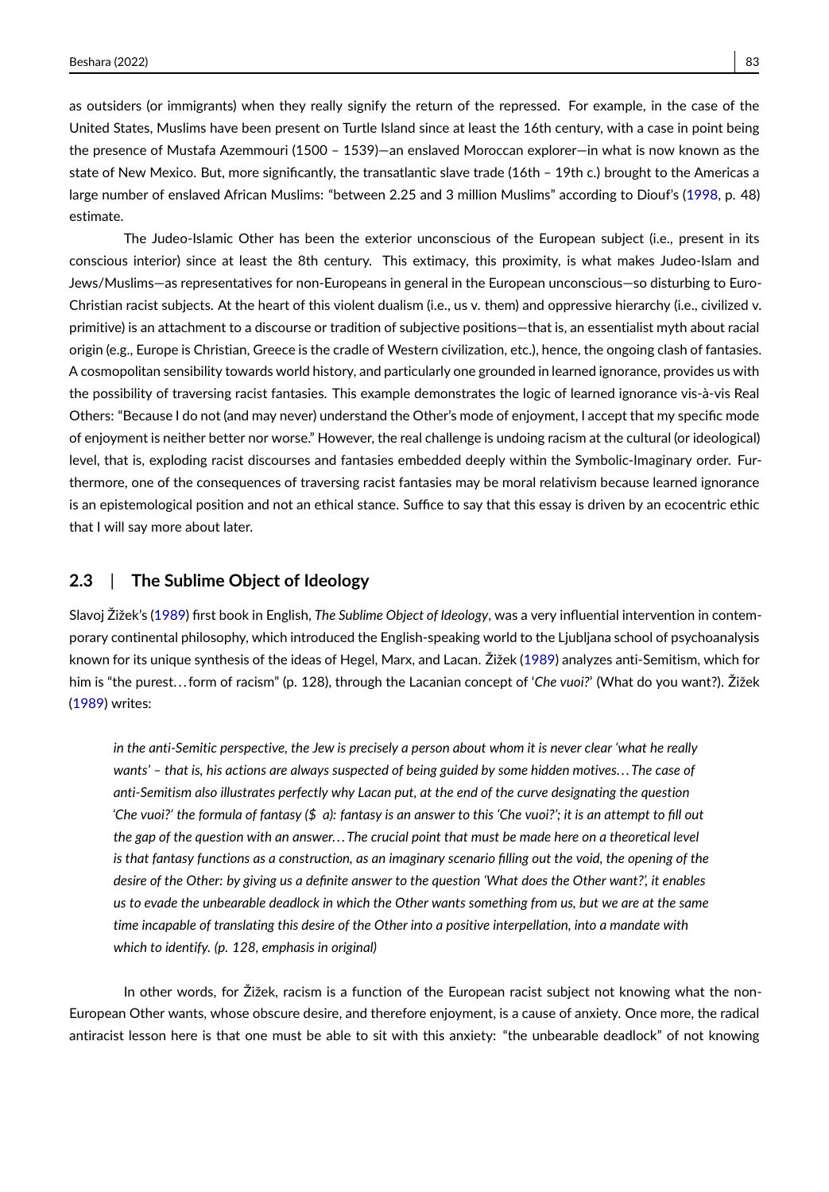as outsiders (or immigrants) when they really signify the return of the repressed. For example, in the case of the United States, Muslims have been present on Turtle Island since at least the 16th century, with a case in point being the presence of Mustafa Azemmouri (1500 – 1539)—an enslaved Moroccan explorer—in what is now known as the state of New Mexico. But, more significantly, the transatlantic slave trade (16th – 19th c.) brought to the Americas a large number of enslaved African Muslims: "between 2.25 and 3 million Muslims" according to Diouf's (1998, p. 48) estimate.

The Judeo-Islamic Other has been the exterior unconscious of the European subject (i.e., present in its conscious interior) since at least the 8th century. This extimacy, this proximity, is what makes Judeo-Islam and Jews/Muslims—as representatives for non-Europeans in general in the European unconscious—so disturbing to Euro-Christian racist subjects. At the heart of this violent dualism (i.e., us v. them) and oppressive hierarchy (i.e., civilized v. primitive) is an attachment to a discourse or tradition of subjective positions—that is, an essentialist myth about racial origin (e.g., Europe is Christian, Greece is the cradle of Western civilization, etc.), hence, the ongoing clash of fantasies. A cosmopolitan sensibility towards world history, and particularly one grounded in learned ignorance, provides us with the possibility of traversing racist fantasies. This example demonstrates the logic of learned ignorance vis-à-vis Real Others: "Because I do not (and may never) understand the Other's mode of enjoyment, I accept that my specific mode of enjoyment is neither better nor worse." However, the real challenge is undoing racism at the cultural (or ideological) level, that is, exploding racist discourses and fantasies embedded deeply within the Symbolic-Imaginary order. Furthermore, one of the consequences of traversing racist fantasies may be moral relativism because learned ignorance is an epistemological position and not an ethical stance. Suffice to say that this essay is driven by an ecocentric ethic that I will say more about later.

## 2.3 | The Sublime Object of Ideology

Slavoj Žižek's (1989) first book in English, *The Sublime Object of Ideology*, was a very influential intervention in contemporary continental philosophy, which introduced the English-speaking world to the Ljubljana school of psychoanalysis known for its unique synthesis of the ideas of Hegel, Marx, and Lacan. Žižek (1989) analyzes anti-Semitism, which for him is "the purest... form of racism" (p. 128), through the Lacanian concept of '*Che vuoi?*' (What do you want?). Žižek (1989) writes:

> *in the anti-Semitic perspective, the Jew is precisely a person about whom it is never clear 'what he really wants' – that is, his actions are always suspected of being guided by some hidden motives... The case of anti-Semitism also illustrates perfectly why Lacan put, at the end of the curve designating the question 'Che vuoi?' the formula of fantasy ($ a): fantasy is an answer to this 'Che vuoi?'; it is an attempt to fill out the gap of the question with an answer... The crucial point that must be made here on a theoretical level is that fantasy functions as a construction, as an imaginary scenario filling out the void, the opening of the desire of the Other: by giving us a definite answer to the question 'What does the Other want?', it enables us to evade the unbearable deadlock in which the Other wants something from us, but we are at the same time incapable of translating this desire of the Other into a positive interpellation, into a mandate with which to identify. (p. 128, emphasis in original)*

In other words, for Žižek, racism is a function of the European racist subject not knowing what the non-European Other wants, whose obscure desire, and therefore enjoyment, is a cause of anxiety. Once more, the radical antiracist lesson here is that one must be able to sit with this anxiety: "the unbearable deadlock" of not knowing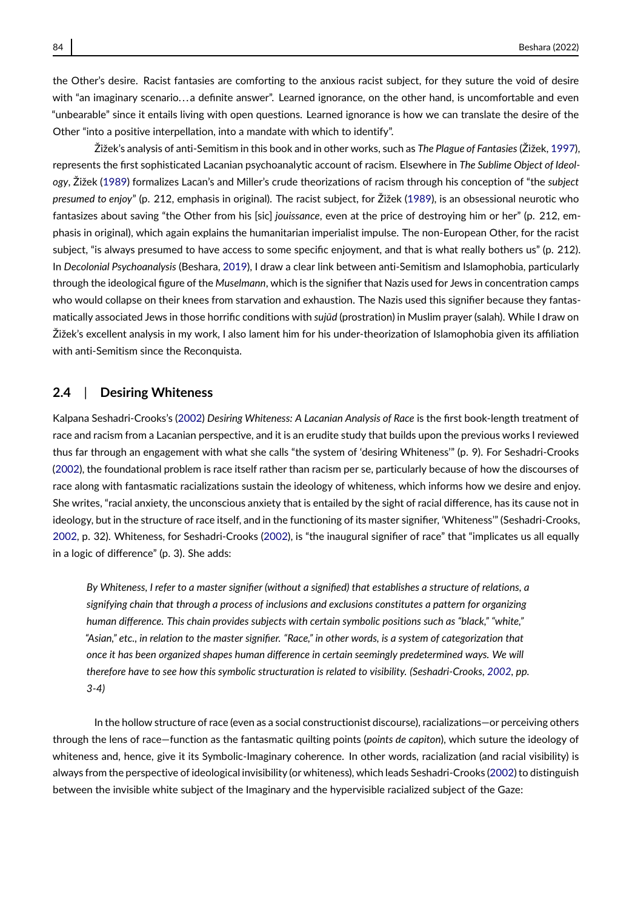the Other's desire. Racist fantasies are comforting to the anxious racist subject, for they suture the void of desire with "an imaginary scenario…a definite answer". Learned ignorance, on the other hand, is uncomfortable and even "unbearable" since it entails living with open questions. Learned ignorance is how we can translate the desire of the Other "into a positive interpellation, into a mandate with which to identify".

Žižek's analysis of anti-Semitism in this book and in other works, such as *The Plague of Fantasies* (Žižek, 1997), represents the first sophisticated Lacanian psychoanalytic account of racism. Elsewhere in *The Sublime Object of Ideology*, Žižek (1989) formalizes Lacan's and Miller's crude theorizations of racism through his conception of "the *subject presumed to enjoy*" (p. 212, emphasis in original). The racist subject, for Žižek (1989), is an obsessional neurotic who fantasizes about saving "the Other from his [sic] *jouissance*, even at the price of destroying him or her" (p. 212, emphasis in original), which again explains the humanitarian imperialist impulse. The non-European Other, for the racist subject, "is always presumed to have access to some specific enjoyment, and that is what really bothers us" (p. 212). In *Decolonial Psychoanalysis* (Beshara, 2019), I draw a clear link between anti-Semitism and Islamophobia, particularly through the ideological figure of the *Muselmann*, which is the signifier that Nazis used for Jews in concentration camps who would collapse on their knees from starvation and exhaustion. The Nazis used this signifier because they fantasmatically associated Jews in those horrific conditions with *sujūd* (prostration) in Muslim prayer (salah). While I draw on Žižek's excellent analysis in my work, I also lament him for his under-theorization of Islamophobia given its affiliation with anti-Semitism since the Reconquista.

## 2.4 | Desiring Whiteness

Kalpana Seshadri-Crooks's (2002) *Desiring Whiteness: A Lacanian Analysis of Race* is the first book-length treatment of race and racism from a Lacanian perspective, and it is an erudite study that builds upon the previous works I reviewed thus far through an engagement with what she calls "the system of 'desiring Whiteness'" (p. 9). For Seshadri-Crooks (2002), the foundational problem is race itself rather than racism per se, particularly because of how the discourses of race along with fantasmatic racializations sustain the ideology of whiteness, which informs how we desire and enjoy. She writes, "racial anxiety, the unconscious anxiety that is entailed by the sight of racial difference, has its cause not in ideology, but in the structure of race itself, and in the functioning of its master signifier, 'Whiteness'" (Seshadri-Crooks, 2002, p. 32). Whiteness, for Seshadri-Crooks (2002), is "the inaugural signifier of race" that "implicates us all equally in a logic of difference" (p. 3). She adds:

> *By Whiteness, I refer to a master signifier (without a signified) that establishes a structure of relations, a signifying chain that through a process of inclusions and exclusions constitutes a pattern for organizing human difference. This chain provides subjects with certain symbolic positions such as "black," "white," "Asian," etc., in relation to the master signifier. "Race," in other words, is a system of categorization that once it has been organized shapes human difference in certain seemingly predetermined ways. We will therefore have to see how this symbolic structuration is related to visibility. (Seshadri-Crooks, 2002, pp. 3-4)*

In the hollow structure of race (even as a social constructionist discourse), racializations—or perceiving others through the lens of race—function as the fantasmatic quilting points (*points de capiton*), which suture the ideology of whiteness and, hence, give it its Symbolic-Imaginary coherence. In other words, racialization (and racial visibility) is always from the perspective of ideological invisibility (or whiteness), which leads Seshadri-Crooks (2002) to distinguish between the invisible white subject of the Imaginary and the hypervisible racialized subject of the Gaze: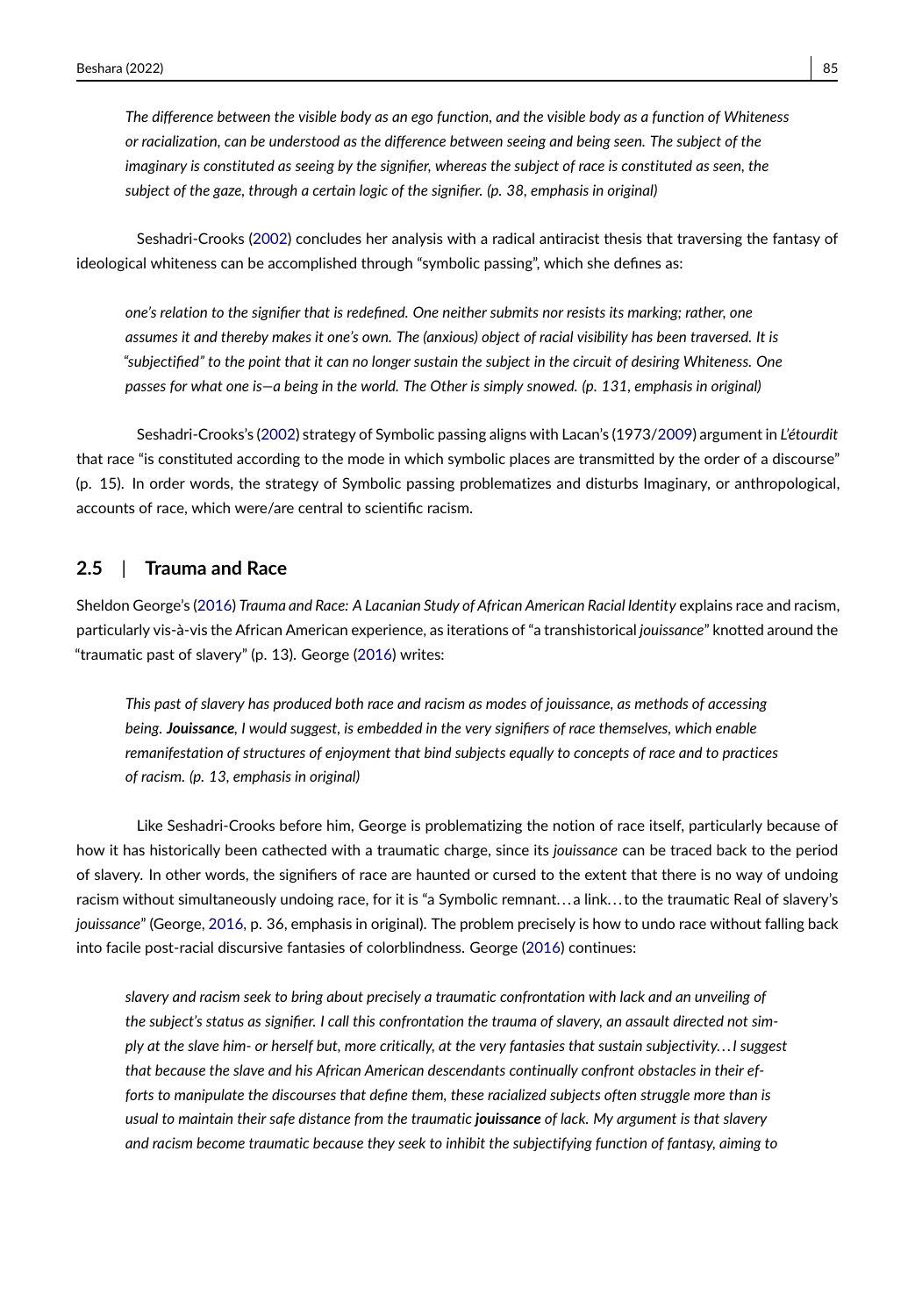*The difference between the visible body as an ego function, and the visible body as a function of Whiteness or racialization, can be understood as the difference between seeing and being seen. The subject of the imaginary is constituted as seeing by the signifier, whereas the subject of race is constituted as seen, the subject of the gaze, through a certain logic of the signifier. (p. 38, emphasis in original)*

Seshadri-Crooks (2002) concludes her analysis with a radical antiracist thesis that traversing the fantasy of ideological whiteness can be accomplished through "symbolic passing", which she defines as:

*one's relation to the signifier that is redefined. One neither submits nor resists its marking; rather, one assumes it and thereby makes it one's own. The (anxious) object of racial visibility has been traversed. It is "subjectified" to the point that it can no longer sustain the subject in the circuit of desiring Whiteness. One passes for what one is—a being in the world. The Other is simply snowed. (p. 131, emphasis in original)*

Seshadri-Crooks's (2002) strategy of Symbolic passing aligns with Lacan's (1973/2009) argument in *L'étourdit* that race "is constituted according to the mode in which symbolic places are transmitted by the order of a discourse" (p. 15). In order words, the strategy of Symbolic passing problematizes and disturbs Imaginary, or anthropological, accounts of race, which were/are central to scientific racism.

## 2.5 | Trauma and Race

Sheldon George's (2016) *Trauma and Race: A Lacanian Study of African American Racial Identity* explains race and racism, particularly vis-à-vis the African American experience, as iterations of "a transhistorical *jouissance*" knotted around the "traumatic past of slavery" (p. 13). George (2016) writes:

*This past of slavery has produced both race and racism as modes of jouissance, as methods of accessing being. **Jouissance**, I would suggest, is embedded in the very signifiers of race themselves, which enable remanifestation of structures of enjoyment that bind subjects equally to concepts of race and to practices of racism. (p. 13, emphasis in original)*

Like Seshadri-Crooks before him, George is problematizing the notion of race itself, particularly because of how it has historically been cathected with a traumatic charge, since its *jouissance* can be traced back to the period of slavery. In other words, the signifiers of race are haunted or cursed to the extent that there is no way of undoing racism without simultaneously undoing race, for it is "a Symbolic remnant…a link…to the traumatic Real of slavery's *jouissance*" (George, 2016, p. 36, emphasis in original). The problem precisely is how to undo race without falling back into facile post-racial discursive fantasies of colorblindness. George (2016) continues:

*slavery and racism seek to bring about precisely a traumatic confrontation with lack and an unveiling of the subject's status as signifier. I call this confrontation the trauma of slavery, an assault directed not simply at the slave him- or herself but, more critically, at the very fantasies that sustain subjectivity…I suggest that because the slave and his African American descendants continually confront obstacles in their efforts to manipulate the discourses that define them, these racialized subjects often struggle more than is usual to maintain their safe distance from the traumatic **jouissance** of lack. My argument is that slavery and racism become traumatic because they seek to inhibit the subjectifying function of fantasy, aiming to*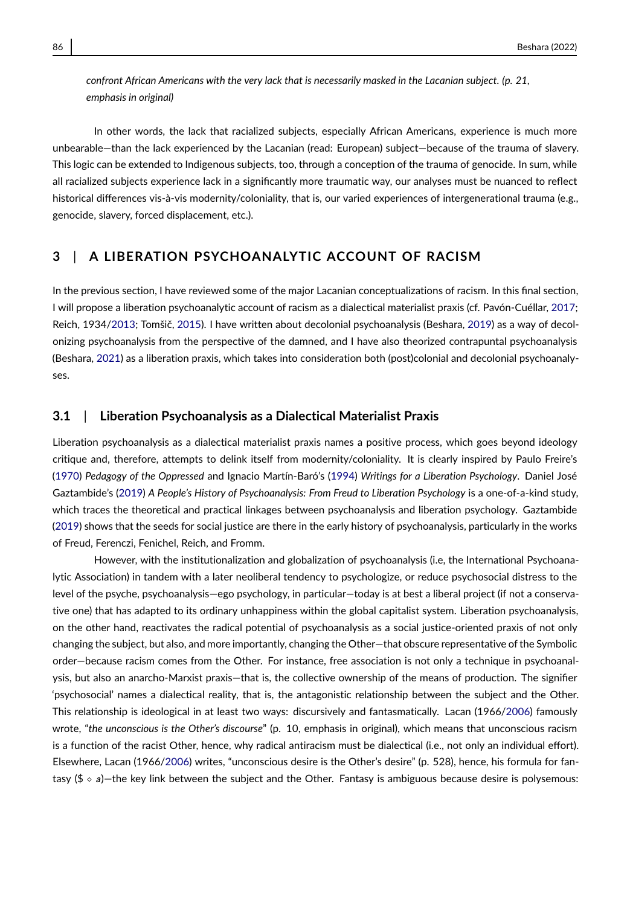*confront African Americans with the very lack that is necessarily masked in the Lacanian subject. (p. 21, emphasis in original)*

In other words, the lack that racialized subjects, especially African Americans, experience is much more unbearable—than the lack experienced by the Lacanian (read: European) subject—because of the trauma of slavery. This logic can be extended to Indigenous subjects, too, through a conception of the trauma of genocide. In sum, while all racialized subjects experience lack in a significantly more traumatic way, our analyses must be nuanced to reflect historical differences vis-à-vis modernity/coloniality, that is, our varied experiences of intergenerational trauma (e.g., genocide, slavery, forced displacement, etc.).

## 3 | A LIBERATION PSYCHOANALYTIC ACCOUNT OF RACISM

In the previous section, I have reviewed some of the major Lacanian conceptualizations of racism. In this final section, I will propose a liberation psychoanalytic account of racism as a dialectical materialist praxis (cf. Pavón-Cuéllar, 2017; Reich, 1934/2013; Tomšič, 2015). I have written about decolonial psychoanalysis (Beshara, 2019) as a way of decolonizing psychoanalysis from the perspective of the damned, and I have also theorized contrapuntal psychoanalysis (Beshara, 2021) as a liberation praxis, which takes into consideration both (post)colonial and decolonial psychoanalyses.

### 3.1 | Liberation Psychoanalysis as a Dialectical Materialist Praxis

Liberation psychoanalysis as a dialectical materialist praxis names a positive process, which goes beyond ideology critique and, therefore, attempts to delink itself from modernity/coloniality. It is clearly inspired by Paulo Freire's (1970) *Pedagogy of the Oppressed* and Ignacio Martín-Baró's (1994) *Writings for a Liberation Psychology*. Daniel José Gaztambide's (2019) *A People's History of Psychoanalysis: From Freud to Liberation Psychology* is a one-of-a-kind study, which traces the theoretical and practical linkages between psychoanalysis and liberation psychology. Gaztambide (2019) shows that the seeds for social justice are there in the early history of psychoanalysis, particularly in the works of Freud, Ferenczi, Fenichel, Reich, and Fromm.

However, with the institutionalization and globalization of psychoanalysis (i.e, the International Psychoanalytic Association) in tandem with a later neoliberal tendency to psychologize, or reduce psychosocial distress to the level of the psyche, psychoanalysis—ego psychology, in particular—today is at best a liberal project (if not a conservative one) that has adapted to its ordinary unhappiness within the global capitalist system. Liberation psychoanalysis, on the other hand, reactivates the radical potential of psychoanalysis as a social justice-oriented praxis of not only changing the subject, but also, and more importantly, changing the Other—that obscure representative of the Symbolic order—because racism comes from the Other. For instance, free association is not only a technique in psychoanalysis, but also an anarcho-Marxist praxis—that is, the collective ownership of the means of production. The signifier 'psychosocial' names a dialectical reality, that is, the antagonistic relationship between the subject and the Other. This relationship is ideological in at least two ways: discursively and fantasmatically. Lacan (1966/2006) famously wrote, "*the unconscious is the Other's discourse*" (p. 10, emphasis in original), which means that unconscious racism is a function of the racist Other, hence, why radical antiracism must be dialectical (i.e., not only an individual effort). Elsewhere, Lacan (1966/2006) writes, "unconscious desire is the Other's desire" (p. 528), hence, his formula for fantasy ($\$ \diamond a$)—the key link between the subject and the Other. Fantasy is ambiguous because desire is polysemous: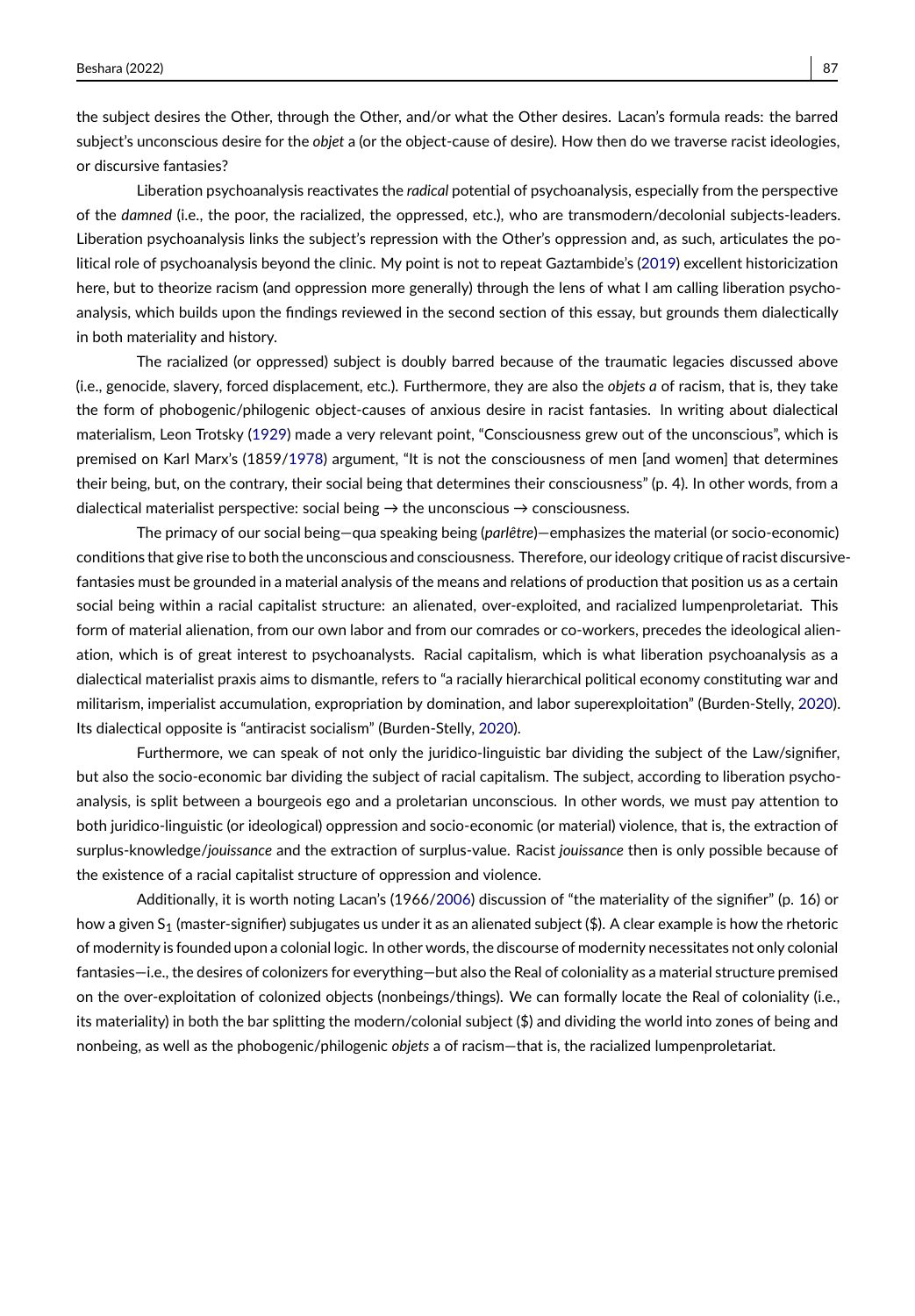the subject desires the Other, through the Other, and/or what the Other desires. Lacan's formula reads: the barred subject's unconscious desire for the *objet* a (or the object-cause of desire). How then do we traverse racist ideologies, or discursive fantasies?

Liberation psychoanalysis reactivates the *radical* potential of psychoanalysis, especially from the perspective of the *damned* (i.e., the poor, the racialized, the oppressed, etc.), who are transmodern/decolonial subjects-leaders. Liberation psychoanalysis links the subject's repression with the Other's oppression and, as such, articulates the political role of psychoanalysis beyond the clinic. My point is not to repeat Gaztambide's (2019) excellent historicization here, but to theorize racism (and oppression more generally) through the lens of what I am calling liberation psychoanalysis, which builds upon the findings reviewed in the second section of this essay, but grounds them dialectically in both materiality and history.

The racialized (or oppressed) subject is doubly barred because of the traumatic legacies discussed above (i.e., genocide, slavery, forced displacement, etc.). Furthermore, they are also the *objets a* of racism, that is, they take the form of phobogenic/philogenic object-causes of anxious desire in racist fantasies. In writing about dialectical materialism, Leon Trotsky (1929) made a very relevant point, "Consciousness grew out of the unconscious", which is premised on Karl Marx's (1859/1978) argument, "It is not the consciousness of men [and women] that determines their being, but, on the contrary, their social being that determines their consciousness" (p. 4). In other words, from a dialectical materialist perspective: social being → the unconscious → consciousness.

The primacy of our social being—qua speaking being (*parlêtre*)—emphasizes the material (or socio-economic) conditions that give rise to both the unconscious and consciousness. Therefore, our ideology critique of racist discursive-fantasies must be grounded in a material analysis of the means and relations of production that position us as a certain social being within a racial capitalist structure: an alienated, over-exploited, and racialized lumpenproletariat. This form of material alienation, from our own labor and from our comrades or co-workers, precedes the ideological alienation, which is of great interest to psychoanalysts. Racial capitalism, which is what liberation psychoanalysis as a dialectical materialist praxis aims to dismantle, refers to "a racially hierarchical political economy constituting war and militarism, imperialist accumulation, expropriation by domination, and labor superexploitation" (Burden-Stelly, 2020). Its dialectical opposite is "antiracist socialism" (Burden-Stelly, 2020).

Furthermore, we can speak of not only the juridico-linguistic bar dividing the subject of the Law/signifier, but also the socio-economic bar dividing the subject of racial capitalism. The subject, according to liberation psychoanalysis, is split between a bourgeois ego and a proletarian unconscious. In other words, we must pay attention to both juridico-linguistic (or ideological) oppression and socio-economic (or material) violence, that is, the extraction of surplus-knowledge/*jouissance* and the extraction of surplus-value. Racist *jouissance* then is only possible because of the existence of a racial capitalist structure of oppression and violence.

Additionally, it is worth noting Lacan's (1966/2006) discussion of "the materiality of the signifier" (p. 16) or how a given $S_1$ (master-signifier) subjugates us under it as an alienated subject ($). A clear example is how the rhetoric of modernity is founded upon a colonial logic. In other words, the discourse of modernity necessitates not only colonial fantasies—i.e., the desires of colonizers for everything—but also the Real of coloniality as a material structure premised on the over-exploitation of colonized objects (nonbeings/things). We can formally locate the Real of coloniality (i.e., its materiality) in both the bar splitting the modern/colonial subject ($) and dividing the world into zones of being and nonbeing, as well as the phobogenic/philogenic *objets* a of racism—that is, the racialized lumpenproletariat.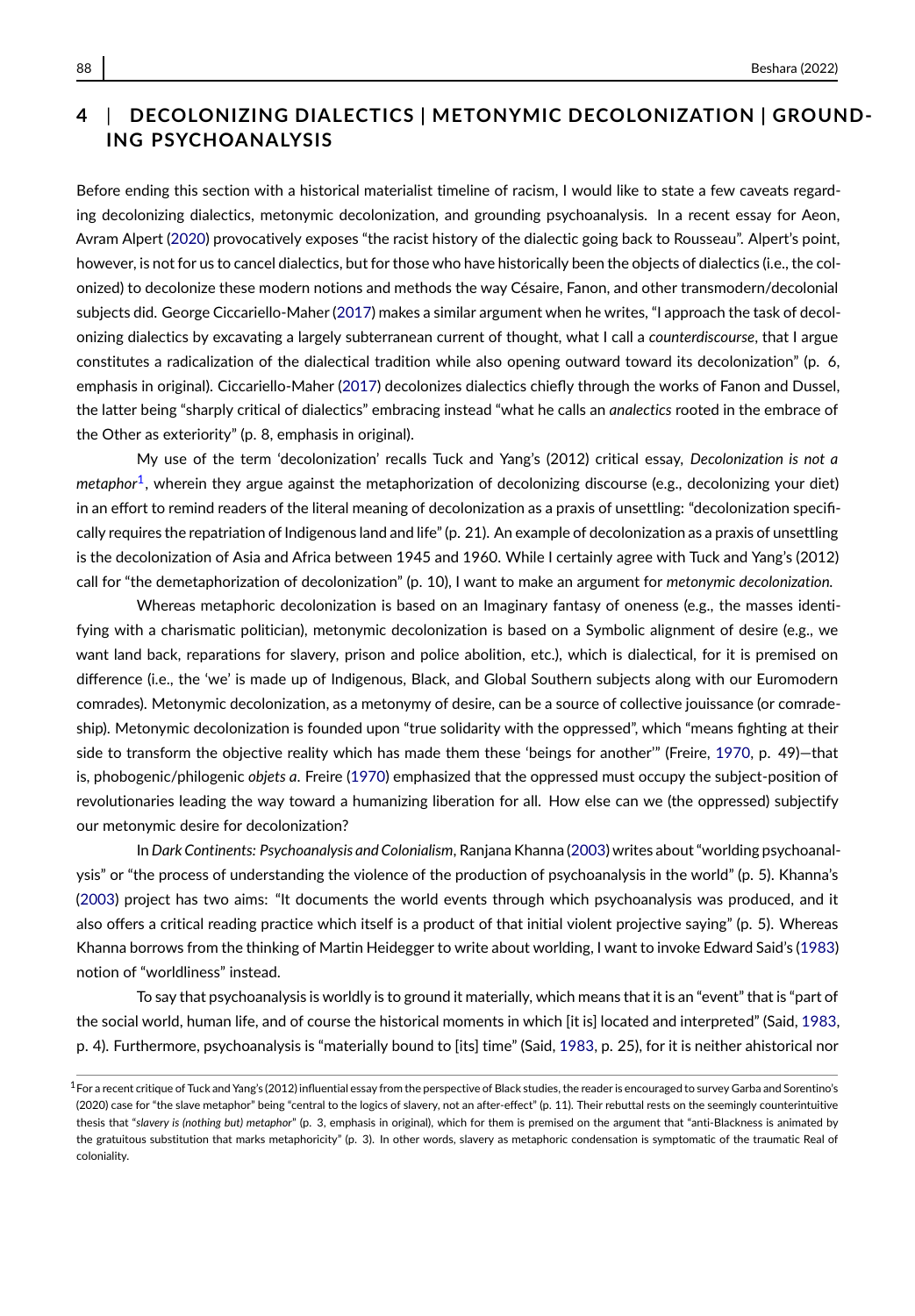## 4 | DECOLONIZING DIALECTICS | METONYMIC DECOLONIZATION | GROUNDING PSYCHOANALYSIS

Before ending this section with a historical materialist timeline of racism, I would like to state a few caveats regarding decolonizing dialectics, metonymic decolonization, and grounding psychoanalysis. In a recent essay for Aeon, Avram Alpert (2020) provocatively exposes "the racist history of the dialectic going back to Rousseau". Alpert's point, however, is not for us to cancel dialectics, but for those who have historically been the objects of dialectics (i.e., the colonized) to decolonize these modern notions and methods the way Césaire, Fanon, and other transmodern/decolonial subjects did. George Ciccariello-Maher (2017) makes a similar argument when he writes, "I approach the task of decolonizing dialectics by excavating a largely subterranean current of thought, what I call a *counterdiscourse*, that I argue constitutes a radicalization of the dialectical tradition while also opening outward toward its decolonization" (p. 6, emphasis in original). Ciccariello-Maher (2017) decolonizes dialectics chiefly through the works of Fanon and Dussel, the latter being "sharply critical of dialectics" embracing instead "what he calls an *analectics* rooted in the embrace of the Other as exteriority" (p. 8, emphasis in original).

My use of the term 'decolonization' recalls Tuck and Yang's (2012) critical essay, *Decolonization is not a metaphor*[1], wherein they argue against the metaphorization of decolonizing discourse (e.g., decolonizing your diet) in an effort to remind readers of the literal meaning of decolonization as a praxis of unsettling: "decolonization specifically requires the repatriation of Indigenous land and life" (p. 21). An example of decolonization as a praxis of unsettling is the decolonization of Asia and Africa between 1945 and 1960. While I certainly agree with Tuck and Yang's (2012) call for "the demetaphorization of decolonization" (p. 10), I want to make an argument for *metonymic decolonization.*

Whereas metaphoric decolonization is based on an Imaginary fantasy of oneness (e.g., the masses identifying with a charismatic politician), metonymic decolonization is based on a Symbolic alignment of desire (e.g., we want land back, reparations for slavery, prison and police abolition, etc.), which is dialectical, for it is premised on difference (i.e., the 'we' is made up of Indigenous, Black, and Global Southern subjects along with our Euromodern comrades). Metonymic decolonization, as a metonymy of desire, can be a source of collective jouissance (or comradeship). Metonymic decolonization is founded upon "true solidarity with the oppressed", which "means fighting at their side to transform the objective reality which has made them these 'beings for another'" (Freire, 1970, p. 49)—that is, phobogenic/philogenic *objets a*. Freire (1970) emphasized that the oppressed must occupy the subject-position of revolutionaries leading the way toward a humanizing liberation for all. How else can we (the oppressed) subjectify our metonymic desire for decolonization?

In *Dark Continents: Psychoanalysis and Colonialism*, Ranjana Khanna (2003) writes about "worlding psychoanalysis" or "the process of understanding the violence of the production of psychoanalysis in the world" (p. 5). Khanna's (2003) project has two aims: "It documents the world events through which psychoanalysis was produced, and it also offers a critical reading practice which itself is a product of that initial violent projective saying" (p. 5). Whereas Khanna borrows from the thinking of Martin Heidegger to write about worlding, I want to invoke Edward Said's (1983) notion of "worldliness" instead.

To say that psychoanalysis is worldly is to ground it materially, which means that it is an "event" that is "part of the social world, human life, and of course the historical moments in which [it is] located and interpreted" (Said, 1983, p. 4). Furthermore, psychoanalysis is "materially bound to [its] time" (Said, 1983, p. 25), for it is neither ahistorical nor

[1] For a recent critique of Tuck and Yang's (2012) influential essay from the perspective of Black studies, the reader is encouraged to survey Garba and Sorentino's (2020) case for "the slave metaphor" being "central to the logics of slavery, not an after-effect" (p. 11). Their rebuttal rests on the seemingly counterintuitive thesis that "*slavery is (nothing but) metaphor*" (p. 3, emphasis in original), which for them is premised on the argument that "anti-Blackness is animated by the gratuitous substitution that marks metaphoricity" (p. 3). In other words, slavery as metaphoric condensation is symptomatic of the traumatic Real of coloniality.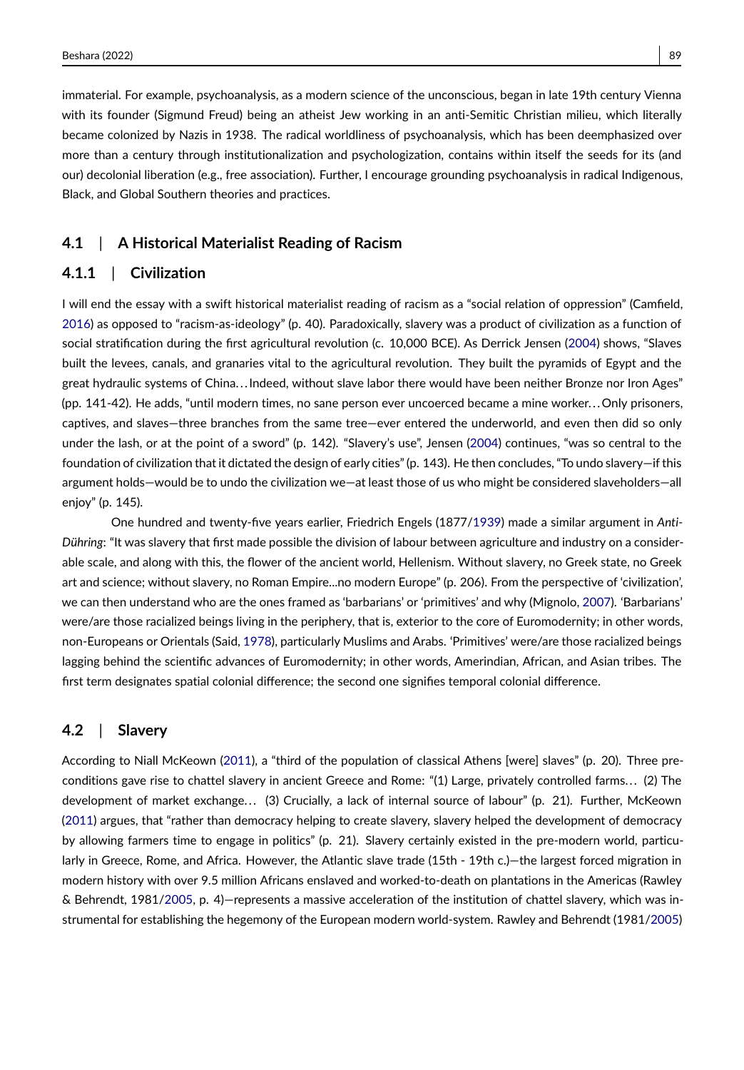immaterial. For example, psychoanalysis, as a modern science of the unconscious, began in late 19th century Vienna with its founder (Sigmund Freud) being an atheist Jew working in an anti-Semitic Christian milieu, which literally became colonized by Nazis in 1938. The radical worldliness of psychoanalysis, which has been deemphasized over more than a century through institutionalization and psychologization, contains within itself the seeds for its (and our) decolonial liberation (e.g., free association). Further, I encourage grounding psychoanalysis in radical Indigenous, Black, and Global Southern theories and practices.

## 4.1 | A Historical Materialist Reading of Racism

### 4.1.1 | Civilization

I will end the essay with a swift historical materialist reading of racism as a "social relation of oppression" (Camfield, 2016) as opposed to "racism-as-ideology" (p. 40). Paradoxically, slavery was a product of civilization as a function of social stratification during the first agricultural revolution (c. 10,000 BCE). As Derrick Jensen (2004) shows, "Slaves built the levees, canals, and granaries vital to the agricultural revolution. They built the pyramids of Egypt and the great hydraulic systems of China…Indeed, without slave labor there would have been neither Bronze nor Iron Ages" (pp. 141-42). He adds, "until modern times, no sane person ever uncoerced became a mine worker…Only prisoners, captives, and slaves—three branches from the same tree—ever entered the underworld, and even then did so only under the lash, or at the point of a sword" (p. 142). "Slavery's use", Jensen (2004) continues, "was so central to the foundation of civilization that it dictated the design of early cities" (p. 143). He then concludes, "To undo slavery—if this argument holds—would be to undo the civilization we—at least those of us who might be considered slaveholders—all enjoy" (p. 145).

One hundred and twenty-five years earlier, Friedrich Engels (1877/1939) made a similar argument in *Anti-Dühring*: "It was slavery that first made possible the division of labour between agriculture and industry on a considerable scale, and along with this, the flower of the ancient world, Hellenism. Without slavery, no Greek state, no Greek art and science; without slavery, no Roman Empire...no modern Europe" (p. 206). From the perspective of 'civilization', we can then understand who are the ones framed as 'barbarians' or 'primitives' and why (Mignolo, 2007). 'Barbarians' were/are those racialized beings living in the periphery, that is, exterior to the core of Euromodernity; in other words, non-Europeans or Orientals (Said, 1978), particularly Muslims and Arabs. 'Primitives' were/are those racialized beings lagging behind the scientific advances of Euromodernity; in other words, Amerindian, African, and Asian tribes. The first term designates spatial colonial difference; the second one signifies temporal colonial difference.

## 4.2 | Slavery

According to Niall McKeown (2011), a "third of the population of classical Athens [were] slaves" (p. 20). Three preconditions gave rise to chattel slavery in ancient Greece and Rome: "(1) Large, privately controlled farms… (2) The development of market exchange… (3) Crucially, a lack of internal source of labour" (p. 21). Further, McKeown (2011) argues, that "rather than democracy helping to create slavery, slavery helped the development of democracy by allowing farmers time to engage in politics" (p. 21). Slavery certainly existed in the pre-modern world, particularly in Greece, Rome, and Africa. However, the Atlantic slave trade (15th - 19th c.)—the largest forced migration in modern history with over 9.5 million Africans enslaved and worked-to-death on plantations in the Americas (Rawley & Behrendt, 1981/2005, p. 4)—represents a massive acceleration of the institution of chattel slavery, which was instrumental for establishing the hegemony of the European modern world-system. Rawley and Behrendt (1981/2005)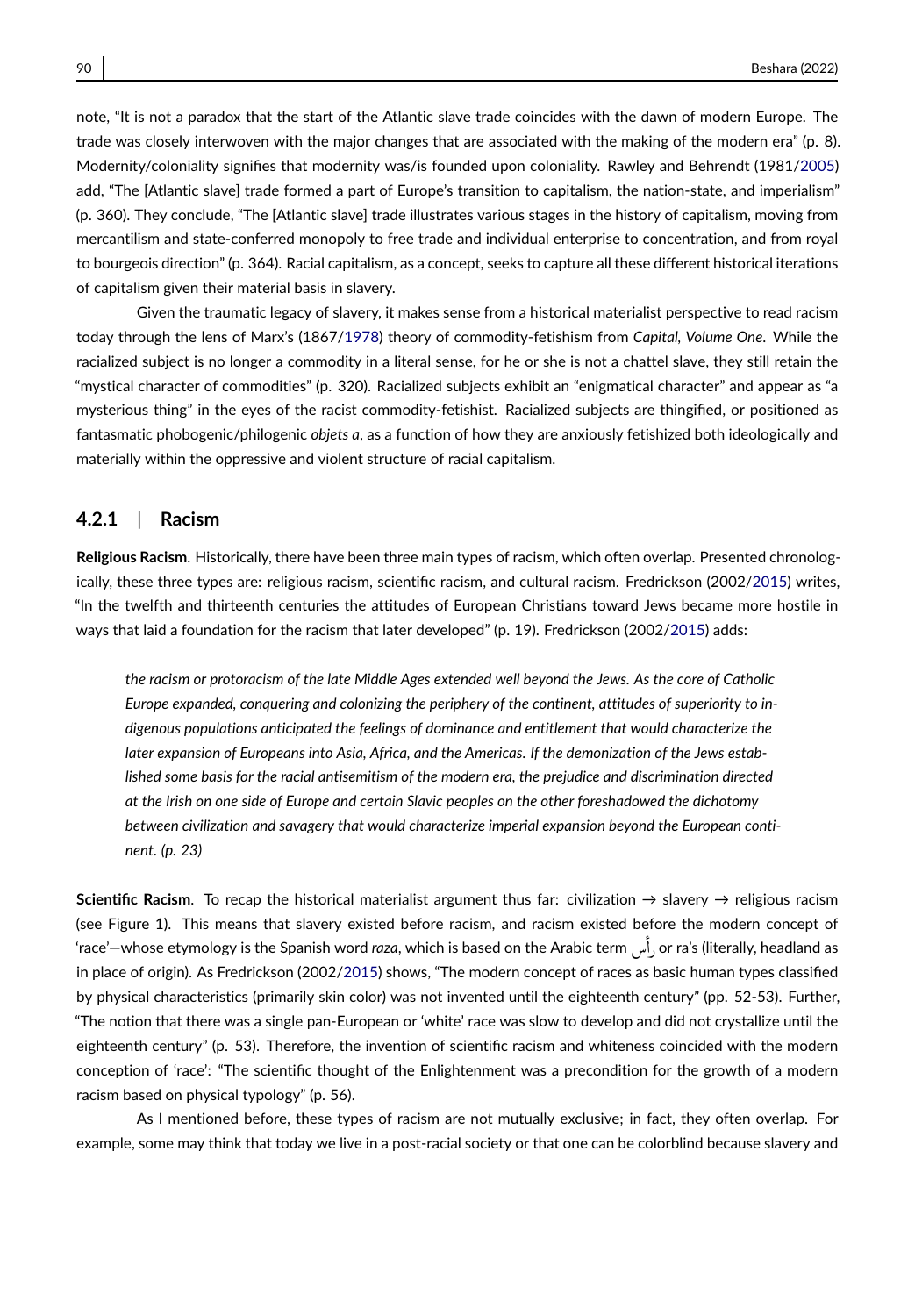note, "It is not a paradox that the start of the Atlantic slave trade coincides with the dawn of modern Europe. The trade was closely interwoven with the major changes that are associated with the making of the modern era" (p. 8). Modernity/coloniality signifies that modernity was/is founded upon coloniality. Rawley and Behrendt (1981/2005) add, "The [Atlantic slave] trade formed a part of Europe's transition to capitalism, the nation-state, and imperialism" (p. 360). They conclude, "The [Atlantic slave] trade illustrates various stages in the history of capitalism, moving from mercantilism and state-conferred monopoly to free trade and individual enterprise to concentration, and from royal to bourgeois direction" (p. 364). Racial capitalism, as a concept, seeks to capture all these different historical iterations of capitalism given their material basis in slavery.

Given the traumatic legacy of slavery, it makes sense from a historical materialist perspective to read racism today through the lens of Marx's (1867/1978) theory of commodity-fetishism from *Capital, Volume One*. While the racialized subject is no longer a commodity in a literal sense, for he or she is not a chattel slave, they still retain the "mystical character of commodities" (p. 320). Racialized subjects exhibit an "enigmatical character" and appear as "a mysterious thing" in the eyes of the racist commodity-fetishist. Racialized subjects are thingified, or positioned as fantasmatic phobogenic/philogenic *objets a*, as a function of how they are anxiously fetishized both ideologically and materially within the oppressive and violent structure of racial capitalism.

### 4.2.1 | Racism

**Religious Racism**. Historically, there have been three main types of racism, which often overlap. Presented chronologically, these three types are: religious racism, scientific racism, and cultural racism. Fredrickson (2002/2015) writes, "In the twelfth and thirteenth centuries the attitudes of European Christians toward Jews became more hostile in ways that laid a foundation for the racism that later developed" (p. 19). Fredrickson (2002/2015) adds:

> *the racism or protoracism of the late Middle Ages extended well beyond the Jews. As the core of Catholic Europe expanded, conquering and colonizing the periphery of the continent, attitudes of superiority to indigenous populations anticipated the feelings of dominance and entitlement that would characterize the later expansion of Europeans into Asia, Africa, and the Americas. If the demonization of the Jews established some basis for the racial antisemitism of the modern era, the prejudice and discrimination directed at the Irish on one side of Europe and certain Slavic peoples on the other foreshadowed the dichotomy between civilization and savagery that would characterize imperial expansion beyond the European continent. (p. 23)*

**Scientific Racism**. To recap the historical materialist argument thus far: civilization → slavery → religious racism (see Figure 1). This means that slavery existed before racism, and racism existed before the modern concept of 'race'—whose etymology is the Spanish word *raza*, which is based on the Arabic term رأس or ra's (literally, headland as in place of origin). As Fredrickson (2002/2015) shows, "The modern concept of races as basic human types classified by physical characteristics (primarily skin color) was not invented until the eighteenth century" (pp. 52-53). Further, "The notion that there was a single pan-European or 'white' race was slow to develop and did not crystallize until the eighteenth century" (p. 53). Therefore, the invention of scientific racism and whiteness coincided with the modern conception of 'race': "The scientific thought of the Enlightenment was a precondition for the growth of a modern racism based on physical typology" (p. 56).

As I mentioned before, these types of racism are not mutually exclusive; in fact, they often overlap. For example, some may think that today we live in a post-racial society or that one can be colorblind because slavery and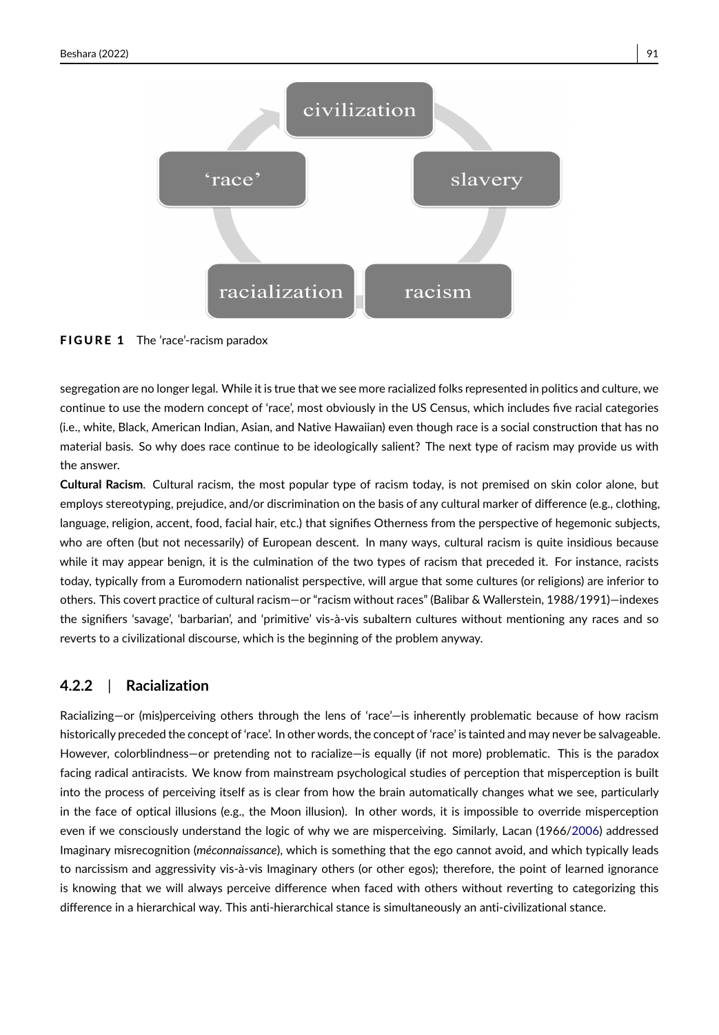**FIGURE 1** The 'race'-racism paradox

segregation are no longer legal. While it is true that we see more racialized folks represented in politics and culture, we continue to use the modern concept of 'race', most obviously in the US Census, which includes five racial categories (i.e., white, Black, American Indian, Asian, and Native Hawaiian) even though race is a social construction that has no material basis. So why does race continue to be ideologically salient? The next type of racism may provide us with the answer.

**Cultural Racism**. Cultural racism, the most popular type of racism today, is not premised on skin color alone, but employs stereotyping, prejudice, and/or discrimination on the basis of any cultural marker of difference (e.g., clothing, language, religion, accent, food, facial hair, etc.) that signifies Otherness from the perspective of hegemonic subjects, who are often (but not necessarily) of European descent. In many ways, cultural racism is quite insidious because while it may appear benign, it is the culmination of the two types of racism that preceded it. For instance, racists today, typically from a Euromodern nationalist perspective, will argue that some cultures (or religions) are inferior to others. This covert practice of cultural racism—or "racism without races" (Balibar & Wallerstein, 1988/1991)—indexes the signifiers 'savage', 'barbarian', and 'primitive' vis-à-vis subaltern cultures without mentioning any races and so reverts to a civilizational discourse, which is the beginning of the problem anyway.

### 4.2.2 | Racialization

Racializing—or (mis)perceiving others through the lens of 'race'—is inherently problematic because of how racism historically preceded the concept of 'race'. In other words, the concept of 'race' is tainted and may never be salvageable. However, colorblindness—or pretending not to racialize—is equally (if not more) problematic. This is the paradox facing radical antiracists. We know from mainstream psychological studies of perception that misperception is built into the process of perceiving itself as is clear from how the brain automatically changes what we see, particularly in the face of optical illusions (e.g., the Moon illusion). In other words, it is impossible to override misperception even if we consciously understand the logic of why we are misperceiving. Similarly, Lacan (1966/2006) addressed Imaginary misrecognition (*méconnaissance*), which is something that the ego cannot avoid, and which typically leads to narcissism and aggressivity vis-à-vis Imaginary others (or other egos); therefore, the point of learned ignorance is knowing that we will always perceive difference when faced with others without reverting to categorizing this difference in a hierarchical way. This anti-hierarchical stance is simultaneously an anti-civilizational stance.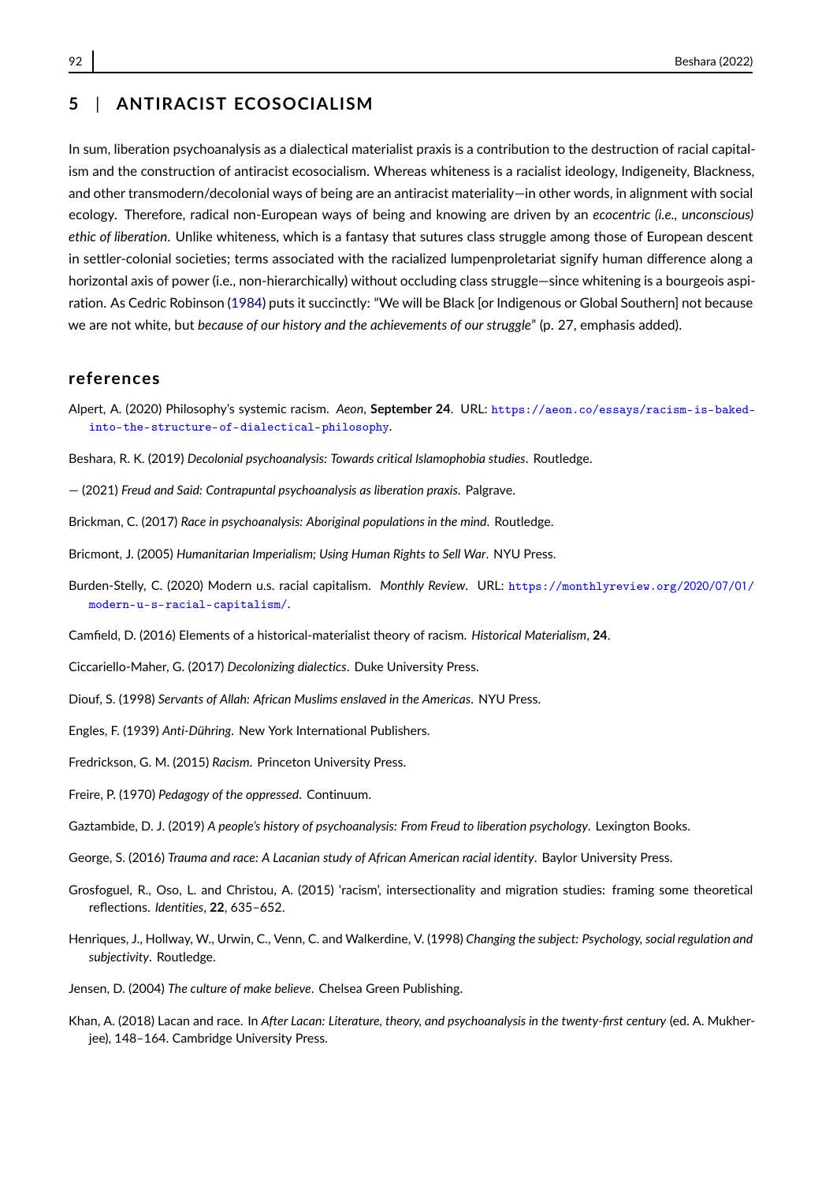## 5 | ANTIRACIST ECOSOCIALISM

In sum, liberation psychoanalysis as a dialectical materialist praxis is a contribution to the destruction of racial capitalism and the construction of antiracist ecosocialism. Whereas whiteness is a racialist ideology, Indigeneity, Blackness, and other transmodern/decolonial ways of being are an antiracist materiality—in other words, in alignment with social ecology. Therefore, radical non-European ways of being and knowing are driven by an *ecocentric (i.e., unconscious) ethic of liberation*. Unlike whiteness, which is a fantasy that sutures class struggle among those of European descent in settler-colonial societies; terms associated with the racialized lumpenproletariat signify human difference along a horizontal axis of power (i.e., non-hierarchically) without occluding class struggle—since whitening is a bourgeois aspiration. As Cedric Robinson (1984) puts it succinctly: "We will be Black [or Indigenous or Global Southern] not because we are not white, but *because of our history and the achievements of our struggle*" (p. 27, emphasis added).

## references

Alpert, A. (2020) Philosophy's systemic racism. *Aeon*, **September 24**. URL: https://aeon.co/essays/racism-is-baked-into-the-structure-of-dialectical-philosophy.

Beshara, R. K. (2019) *Decolonial psychoanalysis: Towards critical Islamophobia studies*. Routledge.

— (2021) *Freud and Said: Contrapuntal psychoanalysis as liberation praxis*. Palgrave.

Brickman, C. (2017) *Race in psychoanalysis: Aboriginal populations in the mind*. Routledge.

Bricmont, J. (2005) *Humanitarian Imperialism; Using Human Rights to Sell War*. NYU Press.

Burden-Stelly, C. (2020) Modern u.s. racial capitalism. *Monthly Review*. URL: https://monthlyreview.org/2020/07/01/modern-u-s-racial-capitalism/.

Camfield, D. (2016) Elements of a historical-materialist theory of racism. *Historical Materialism*, **24**.

Ciccariello-Maher, G. (2017) *Decolonizing dialectics*. Duke University Press.

Diouf, S. (1998) *Servants of Allah: African Muslims enslaved in the Americas*. NYU Press.

Engles, F. (1939) *Anti-Dühring*. New York International Publishers.

Fredrickson, G. M. (2015) *Racism*. Princeton University Press.

Freire, P. (1970) *Pedagogy of the oppressed*. Continuum.

Gaztambide, D. J. (2019) *A people's history of psychoanalysis: From Freud to liberation psychology*. Lexington Books.

George, S. (2016) *Trauma and race: A Lacanian study of African American racial identity*. Baylor University Press.

Grosfoguel, R., Oso, L. and Christou, A. (2015) 'racism', intersectionality and migration studies: framing some theoretical reflections. *Identities*, **22**, 635–652.

Henriques, J., Hollway, W., Urwin, C., Venn, C. and Walkerdine, V. (1998) *Changing the subject: Psychology, social regulation and subjectivity*. Routledge.

Jensen, D. (2004) *The culture of make believe*. Chelsea Green Publishing.

Khan, A. (2018) Lacan and race. In *After Lacan: Literature, theory, and psychoanalysis in the twenty-first century* (ed. A. Mukherjee), 148–164. Cambridge University Press.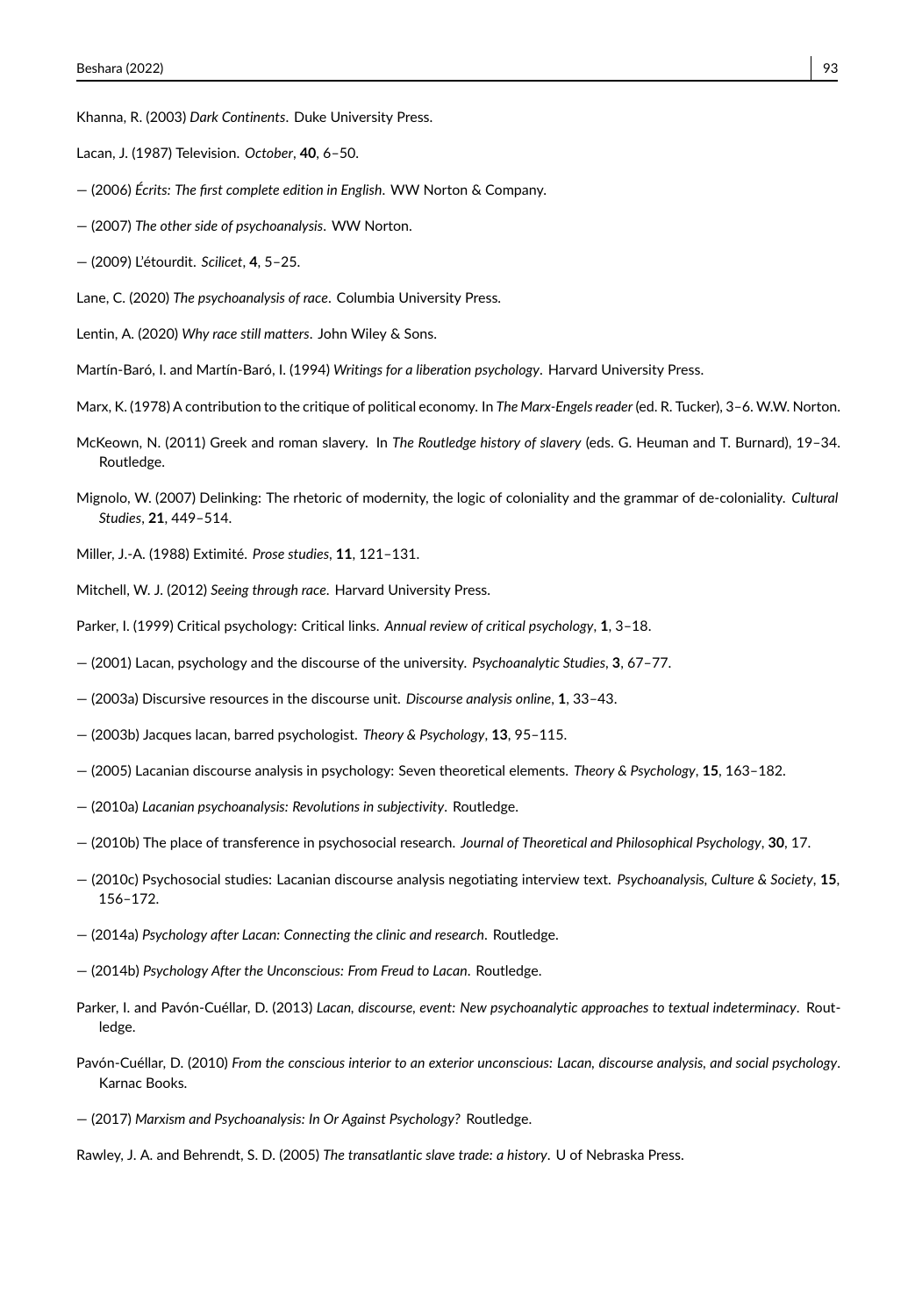Khanna, R. (2003) *Dark Continents*. Duke University Press.

Lacan, J. (1987) Television. *October*, **40**, 6–50.

— (2006) *Écrits: The first complete edition in English*. WW Norton & Company.

— (2007) *The other side of psychoanalysis*. WW Norton.

— (2009) L'étourdit. *Scilicet*, **4**, 5–25.

Lane, C. (2020) *The psychoanalysis of race*. Columbia University Press.

Lentin, A. (2020) *Why race still matters*. John Wiley & Sons.

Martín-Baró, I. and Martín-Baró, I. (1994) *Writings for a liberation psychology*. Harvard University Press.

Marx, K. (1978) A contribution to the critique of political economy. In *The Marx-Engels reader* (ed. R. Tucker), 3–6. W.W. Norton.

McKeown, N. (2011) Greek and roman slavery. In *The Routledge history of slavery* (eds. G. Heuman and T. Burnard), 19–34. Routledge.

Mignolo, W. (2007) Delinking: The rhetoric of modernity, the logic of coloniality and the grammar of de-coloniality. *Cultural Studies*, **21**, 449–514.

Miller, J.-A. (1988) Extimité. *Prose studies*, **11**, 121–131.

Mitchell, W. J. (2012) *Seeing through race*. Harvard University Press.

Parker, I. (1999) Critical psychology: Critical links. *Annual review of critical psychology*, **1**, 3–18.

— (2001) Lacan, psychology and the discourse of the university. *Psychoanalytic Studies*, **3**, 67–77.

— (2003a) Discursive resources in the discourse unit. *Discourse analysis online*, **1**, 33–43.

— (2003b) Jacques lacan, barred psychologist. *Theory & Psychology*, **13**, 95–115.

— (2005) Lacanian discourse analysis in psychology: Seven theoretical elements. *Theory & Psychology*, **15**, 163–182.

— (2010a) *Lacanian psychoanalysis: Revolutions in subjectivity*. Routledge.

— (2010b) The place of transference in psychosocial research. *Journal of Theoretical and Philosophical Psychology*, **30**, 17.

— (2010c) Psychosocial studies: Lacanian discourse analysis negotiating interview text. *Psychoanalysis, Culture & Society*, **15**, 156–172.

— (2014a) *Psychology after Lacan: Connecting the clinic and research*. Routledge.

— (2014b) *Psychology After the Unconscious: From Freud to Lacan*. Routledge.

Parker, I. and Pavón-Cuéllar, D. (2013) *Lacan, discourse, event: New psychoanalytic approaches to textual indeterminacy*. Routledge.

Pavón-Cuéllar, D. (2010) *From the conscious interior to an exterior unconscious: Lacan, discourse analysis, and social psychology*. Karnac Books.

— (2017) *Marxism and Psychoanalysis: In Or Against Psychology?* Routledge.

Rawley, J. A. and Behrendt, S. D. (2005) *The transatlantic slave trade: a history*. U of Nebraska Press.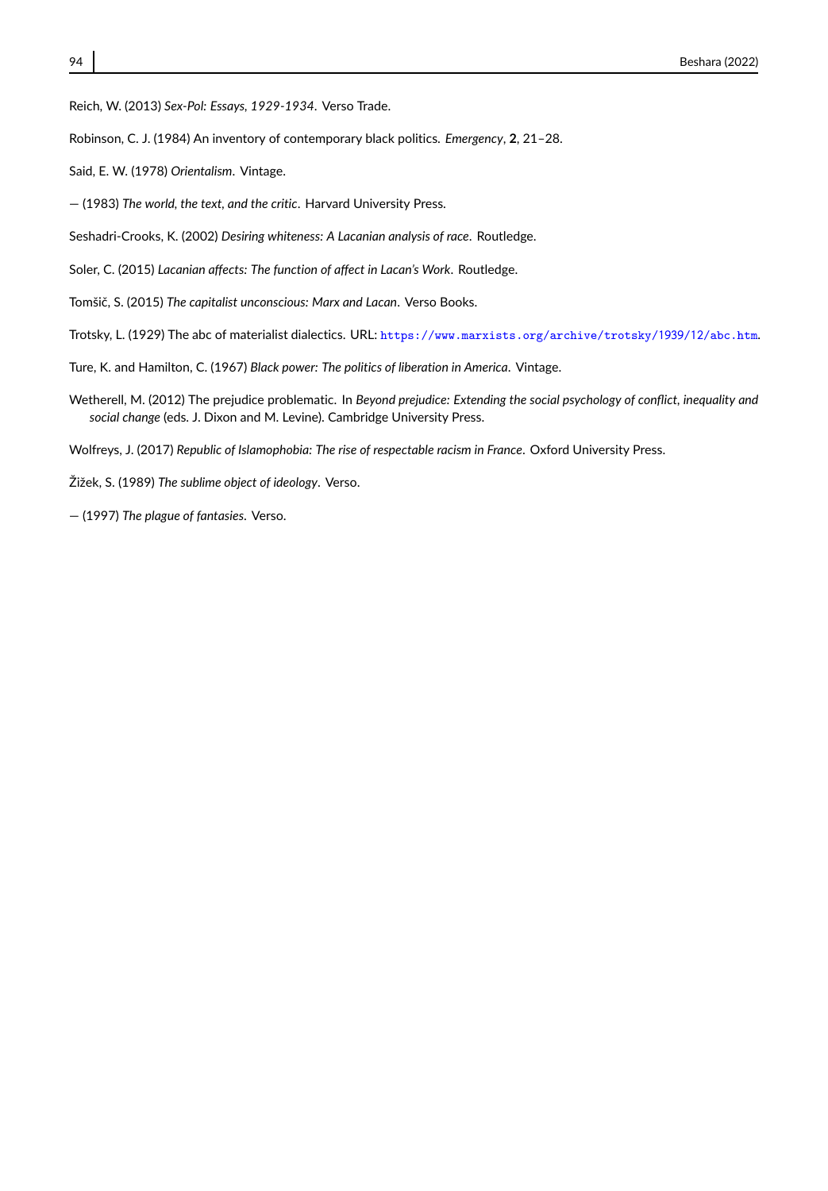Reich, W. (2013) *Sex-Pol: Essays, 1929-1934*. Verso Trade.

Robinson, C. J. (1984) An inventory of contemporary black politics. *Emergency*, **2**, 21–28.

Said, E. W. (1978) *Orientalism*. Vintage.

— (1983) *The world, the text, and the critic*. Harvard University Press.

Seshadri-Crooks, K. (2002) *Desiring whiteness: A Lacanian analysis of race*. Routledge.

Soler, C. (2015) *Lacanian affects: The function of affect in Lacan's Work*. Routledge.

Tomšič, S. (2015) *The capitalist unconscious: Marx and Lacan*. Verso Books.

Trotsky, L. (1929) The abc of materialist dialectics. URL: https://www.marxists.org/archive/trotsky/1939/12/abc.htm.

Ture, K. and Hamilton, C. (1967) *Black power: The politics of liberation in America*. Vintage.

Wetherell, M. (2012) The prejudice problematic. In *Beyond prejudice: Extending the social psychology of conflict, inequality and social change* (eds. J. Dixon and M. Levine). Cambridge University Press.

Wolfreys, J. (2017) *Republic of Islamophobia: The rise of respectable racism in France*. Oxford University Press.

Žižek, S. (1989) *The sublime object of ideology*. Verso.

— (1997) *The plague of fantasies*. Verso.